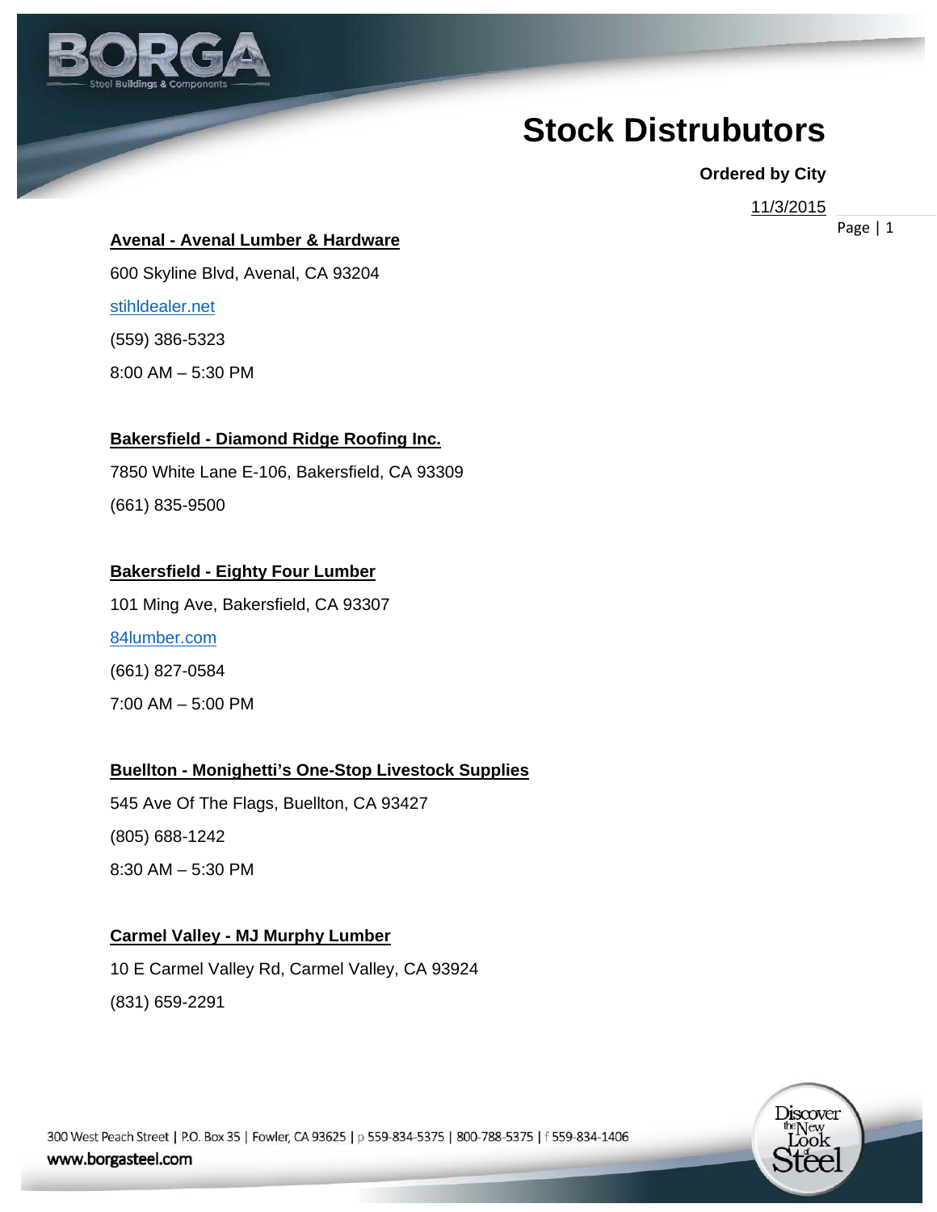# Stock Distrubutors

**Ordered by City**

11/3/2015

**Avenal - Avenal Lumber & Hardware**

600 Skyline Blvd, Avenal, CA 93204

stihldealer.net

(559) 386-5323

8:00 AM – 5:30 PM

**Bakersfield - Diamond Ridge Roofing Inc.**

7850 White Lane E-106, Bakersfield, CA 93309

(661) 835-9500

**Bakersfield - Eighty Four Lumber**

101 Ming Ave, Bakersfield, CA 93307

84lumber.com

(661) 827-0584

7:00 AM – 5:00 PM

**Buellton - Monighetti's One-Stop Livestock Supplies**

545 Ave Of The Flags, Buellton, CA 93427

(805) 688-1242

8:30 AM – 5:30 PM

**Carmel Valley - MJ Murphy Lumber**

10 E Carmel Valley Rd, Carmel Valley, CA 93924

(831) 659-2291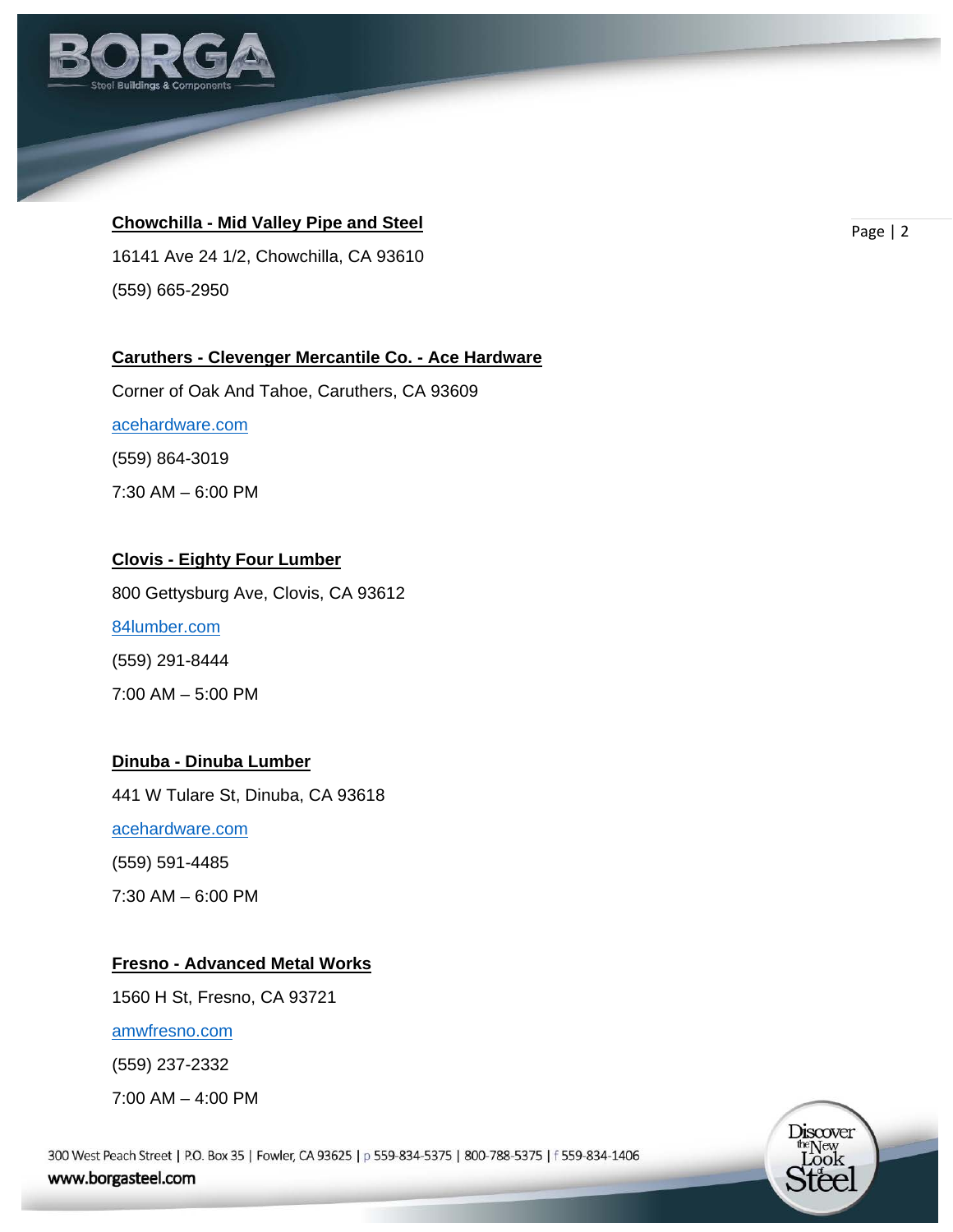**Chowchilla - Mid Valley Pipe and Steel**

16141 Ave 24 1/2, Chowchilla, CA 93610

(559) 665-2950

**Caruthers - Clevenger Mercantile Co. - Ace Hardware**

Corner of Oak And Tahoe, Caruthers, CA 93609

acehardware.com

(559) 864-3019

7:30 AM – 6:00 PM

**Clovis - Eighty Four Lumber**

800 Gettysburg Ave, Clovis, CA 93612

84lumber.com

(559) 291-8444

7:00 AM – 5:00 PM

**Dinuba - Dinuba Lumber**

441 W Tulare St, Dinuba, CA 93618

acehardware.com

(559) 591-4485

7:30 AM – 6:00 PM

**Fresno - Advanced Metal Works**

1560 H St, Fresno, CA 93721

amwfresno.com

(559) 237-2332

7:00 AM – 4:00 PM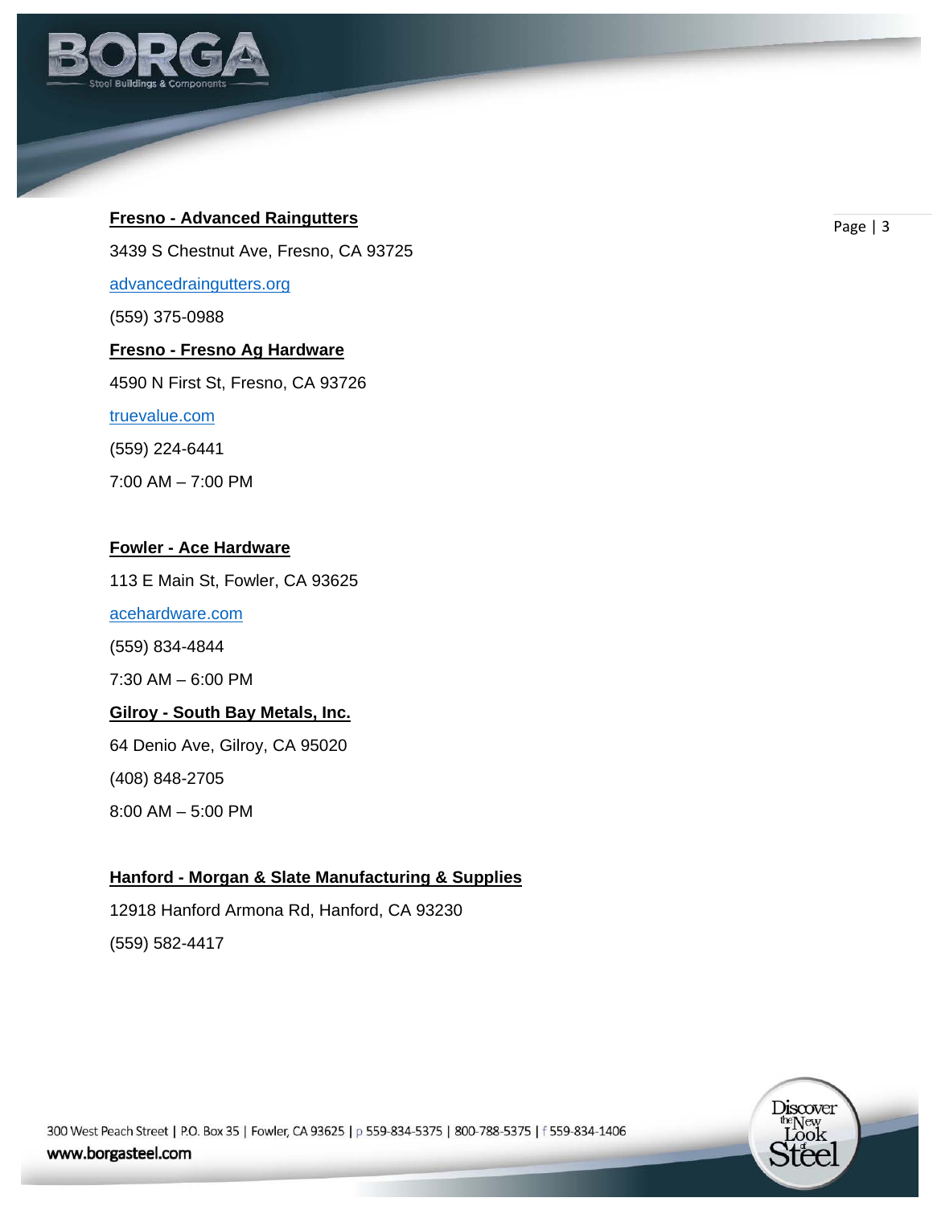**Fresno - Advanced Raingutters**

3439 S Chestnut Ave, Fresno, CA 93725

advancedraingutters.org

(559) 375-0988

**Fresno - Fresno Ag Hardware**

4590 N First St, Fresno, CA 93726

truevalue.com

(559) 224-6441

7:00 AM – 7:00 PM

**Fowler - Ace Hardware**

113 E Main St, Fowler, CA 93625

acehardware.com

(559) 834-4844

7:30 AM – 6:00 PM

**Gilroy - South Bay Metals, Inc.**

64 Denio Ave, Gilroy, CA 95020

(408) 848-2705

8:00 AM – 5:00 PM

**Hanford - Morgan & Slate Manufacturing & Supplies**

12918 Hanford Armona Rd, Hanford, CA 93230

(559) 582-4417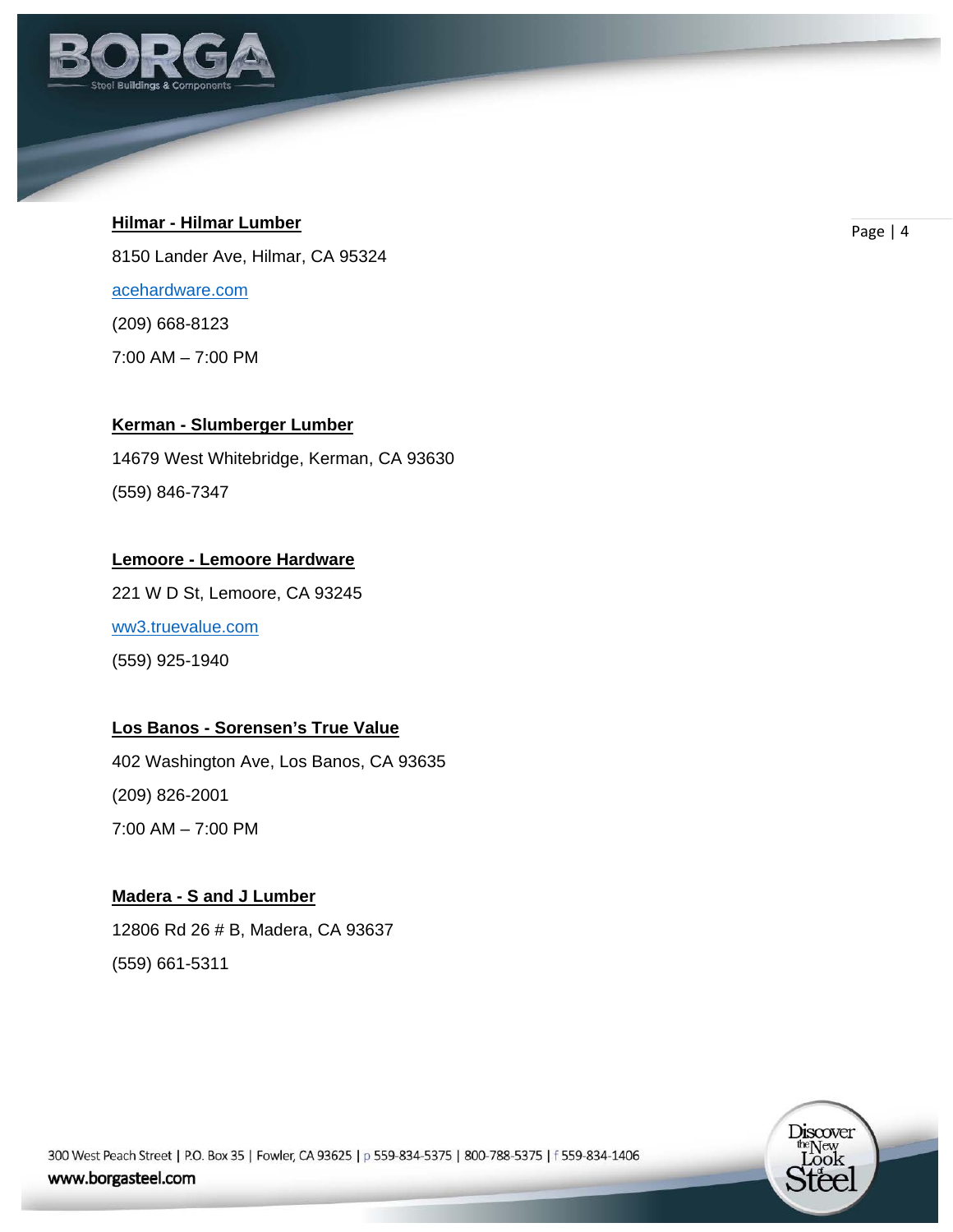**Hilmar - Hilmar Lumber**

8150 Lander Ave, Hilmar, CA 95324

acehardware.com

(209) 668-8123

7:00 AM – 7:00 PM

**Kerman - Slumberger Lumber**

14679 West Whitebridge, Kerman, CA 93630

(559) 846-7347

**Lemoore - Lemoore Hardware**

221 W D St, Lemoore, CA 93245

ww3.truevalue.com

(559) 925-1940

**Los Banos - Sorensen's True Value**

402 Washington Ave, Los Banos, CA 93635

(209) 826-2001

7:00 AM – 7:00 PM

**Madera - S and J Lumber**

12806 Rd 26 # B, Madera, CA 93637

(559) 661-5311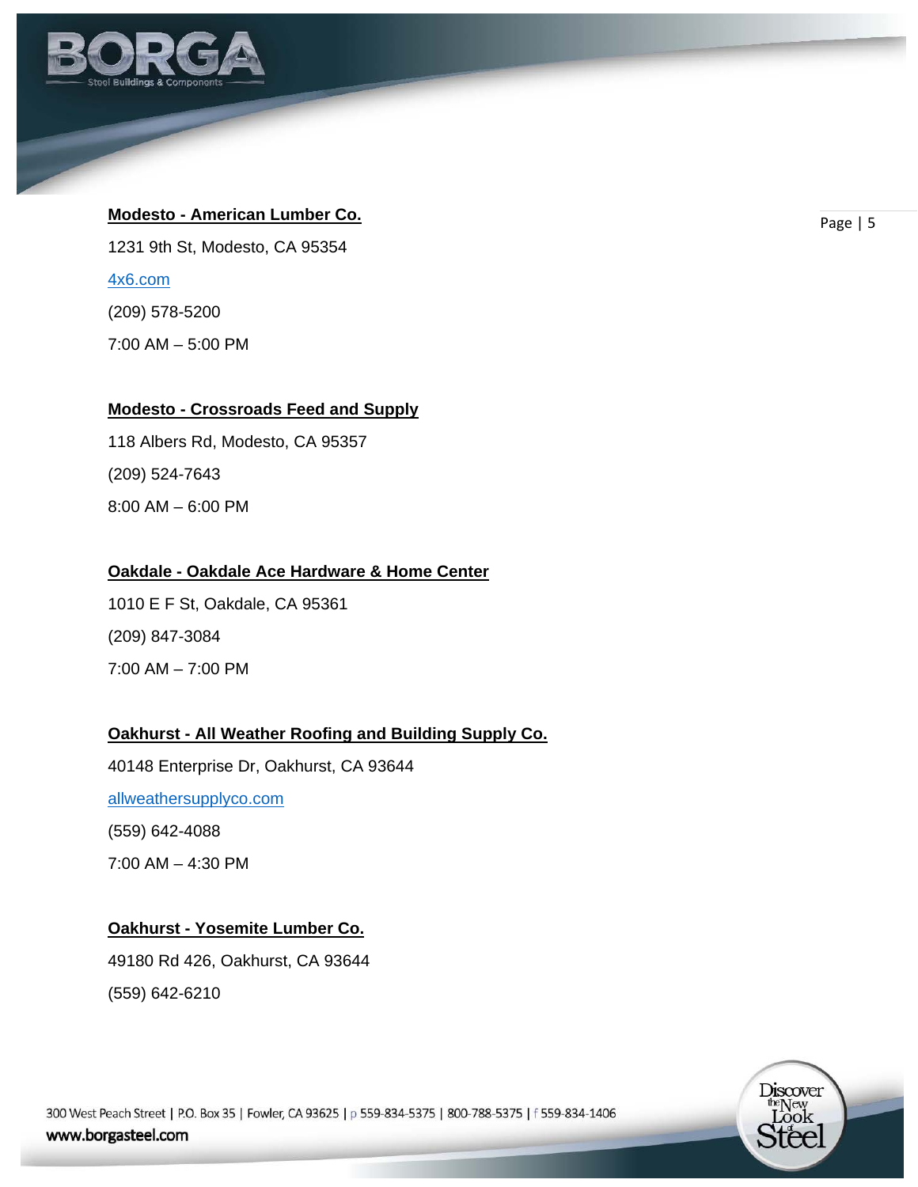**Modesto - American Lumber Co.**

1231 9th St, Modesto, CA 95354

4x6.com

(209) 578-5200

7:00 AM – 5:00 PM

**Modesto - Crossroads Feed and Supply**

118 Albers Rd, Modesto, CA 95357

(209) 524-7643

8:00 AM – 6:00 PM

**Oakdale - Oakdale Ace Hardware & Home Center**

1010 E F St, Oakdale, CA 95361

(209) 847-3084

7:00 AM – 7:00 PM

**Oakhurst - All Weather Roofing and Building Supply Co.**

40148 Enterprise Dr, Oakhurst, CA 93644

allweathersupplyco.com

(559) 642-4088

7:00 AM – 4:30 PM

**Oakhurst - Yosemite Lumber Co.**

49180 Rd 426, Oakhurst, CA 93644

(559) 642-6210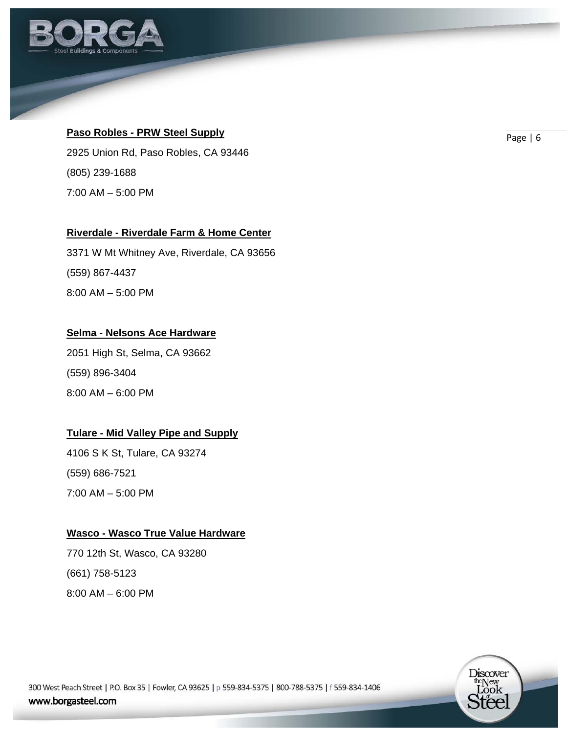**Paso Robles - PRW Steel Supply**

2925 Union Rd, Paso Robles, CA 93446

(805) 239-1688

7:00 AM – 5:00 PM

**Riverdale - Riverdale Farm & Home Center**

3371 W Mt Whitney Ave, Riverdale, CA 93656

(559) 867-4437

8:00 AM – 5:00 PM

**Selma - Nelsons Ace Hardware**

2051 High St, Selma, CA 93662

(559) 896-3404

8:00 AM – 6:00 PM

**Tulare - Mid Valley Pipe and Supply**

4106 S K St, Tulare, CA 93274

(559) 686-7521

7:00 AM – 5:00 PM

**Wasco - Wasco True Value Hardware**

770 12th St, Wasco, CA 93280

(661) 758-5123

8:00 AM – 6:00 PM